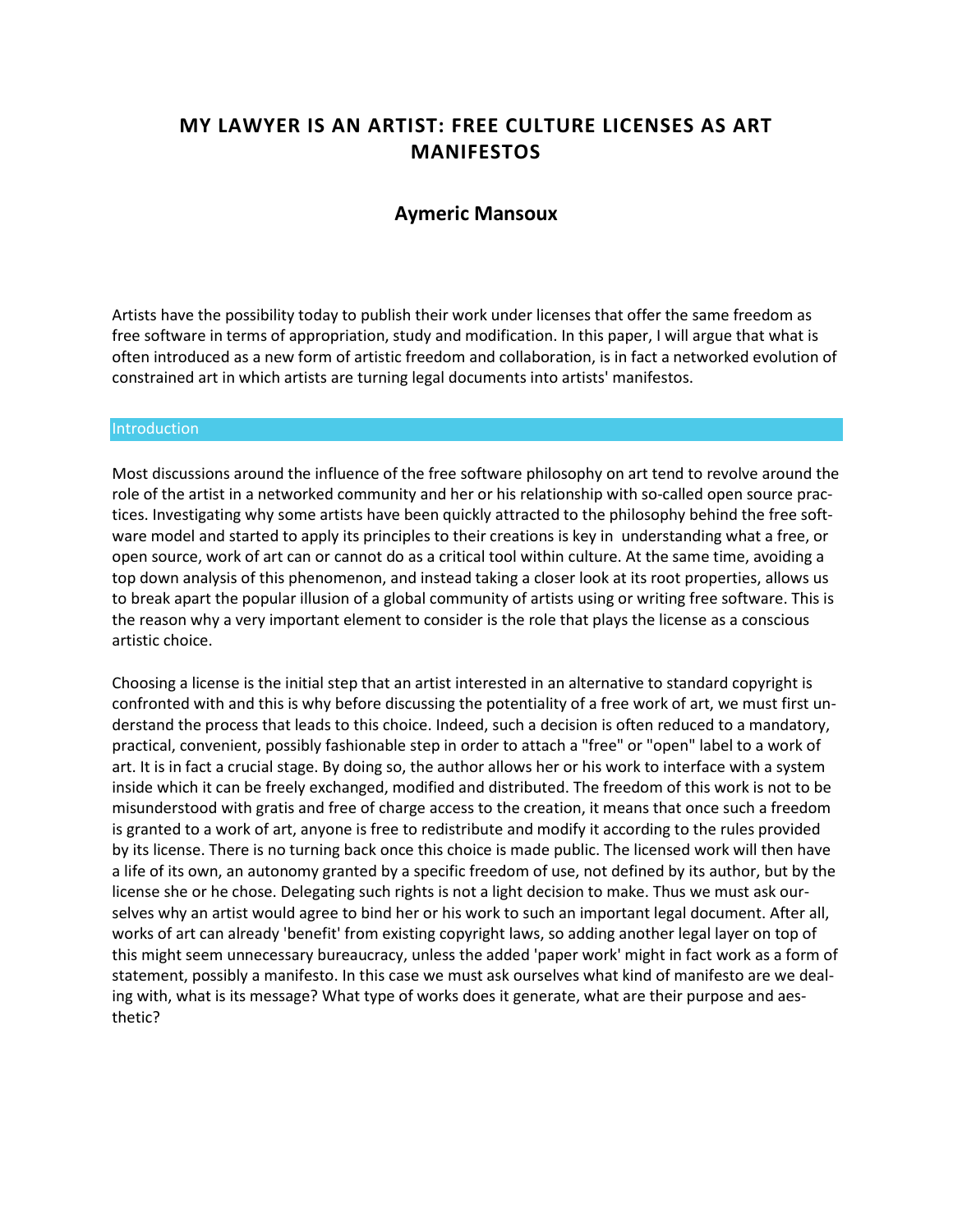# MY LAWYER IS AN ARTIST: FREE CULTURE LICENSES AS ART MANIFESTOS

## Aymeric Mansoux

Artists have the possibility today to publish their work under licenses that offer the same freedom as free software in terms of appropriation, study and modification. In this paper, I will argue that what is often introduced as a new form of artistic freedom and collaboration, is in fact a networked evolution of constrained art in which artists are turning legal documents into artists' manifestos.

## Introduction

Most discussions around the influence of the free software philosophy on art tend to revolve around the role of the artist in a networked community and her or his relationship with so-called open source practices. Investigating why some artists have been quickly attracted to the philosophy behind the free software model and started to apply its principles to their creations is key in understanding what a free, or open source, work of art can or cannot do as a critical tool within culture. At the same time, avoiding a top down analysis of this phenomenon, and instead taking a closer look at its root properties, allows us to break apart the popular illusion of a global community of artists using or writing free software. This is the reason why a very important element to consider is the role that plays the license as a conscious artistic choice.

Choosing a license is the initial step that an artist interested in an alternative to standard copyright is confronted with and this is why before discussing the potentiality of a free work of art, we must first understand the process that leads to this choice. Indeed, such a decision is often reduced to a mandatory, practical, convenient, possibly fashionable step in order to attach a "free" or "open" label to a work of art. It is in fact a crucial stage. By doing so, the author allows her or his work to interface with a system inside which it can be freely exchanged, modified and distributed. The freedom of this work is not to be misunderstood with gratis and free of charge access to the creation, it means that once such a freedom is granted to a work of art, anyone is free to redistribute and modify it according to the rules provided by its license. There is no turning back once this choice is made public. The licensed work will then have a life of its own, an autonomy granted by a specific freedom of use, not defined by its author, but by the license she or he chose. Delegating such rights is not a light decision to make. Thus we must ask ourselves why an artist would agree to bind her or his work to such an important legal document. After all, works of art can already 'benefit' from existing copyright laws, so adding another legal layer on top of this might seem unnecessary bureaucracy, unless the added 'paper work' might in fact work as a form of statement, possibly a manifesto. In this case we must ask ourselves what kind of manifesto are we dealing with, what is its message? What type of works does it generate, what are their purpose and aesthetic?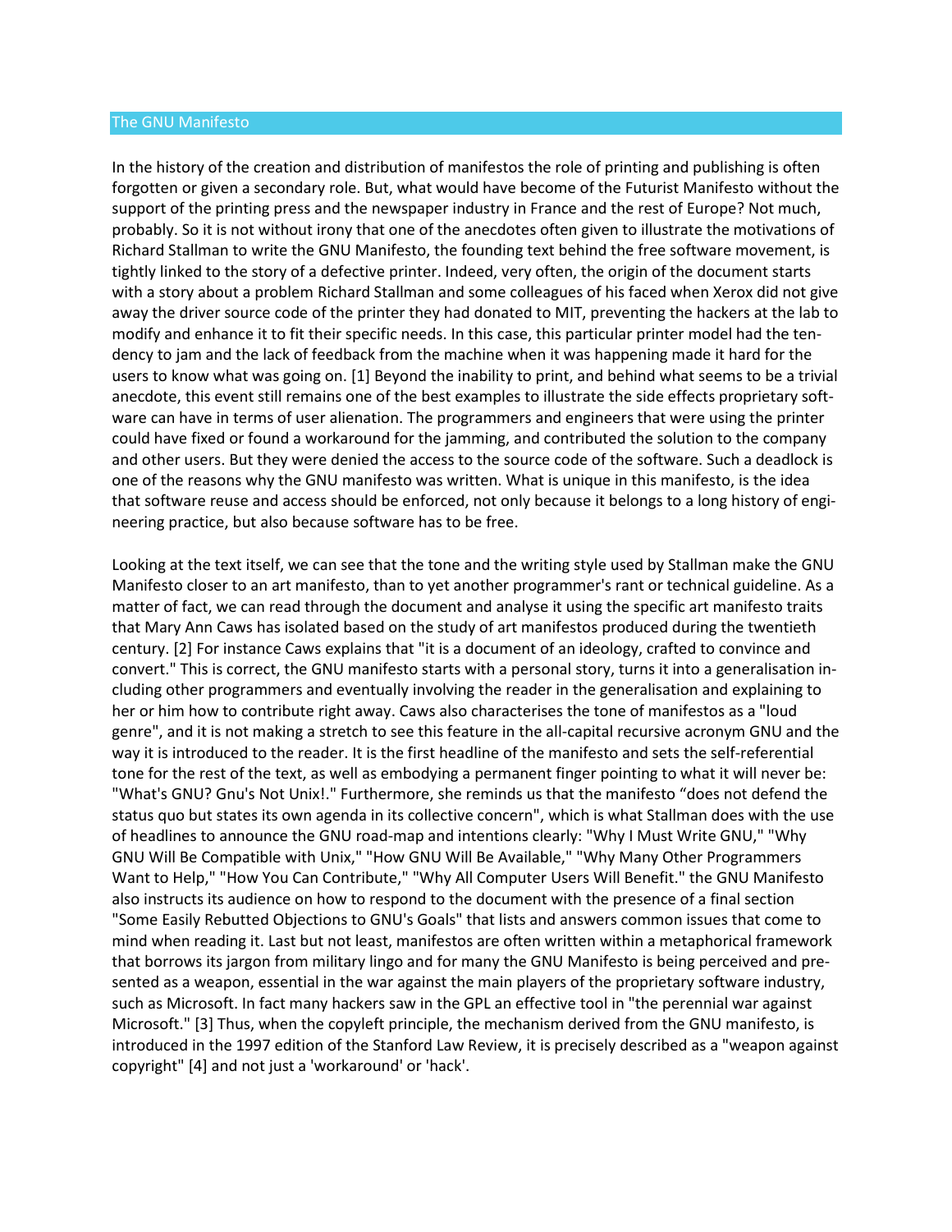## The GNU Manifesto

In the history of the creation and distribution of manifestos the role of printing and publishing is often forgotten or given a secondary role. But, what would have become of the Futurist Manifesto without the support of the printing press and the newspaper industry in France and the rest of Europe? Not much, probably. So it is not without irony that one of the anecdotes often given to illustrate the motivations of Richard Stallman to write the GNU Manifesto, the founding text behind the free software movement, is tightly linked to the story of a defective printer. Indeed, very often, the origin of the document starts with a story about a problem Richard Stallman and some colleagues of his faced when Xerox did not give away the driver source code of the printer they had donated to MIT, preventing the hackers at the lab to modify and enhance it to fit their specific needs. In this case, this particular printer model had the tendency to jam and the lack of feedback from the machine when it was happening made it hard for the users to know what was going on. [1] Beyond the inability to print, and behind what seems to be a trivial anecdote, this event still remains one of the best examples to illustrate the side effects proprietary software can have in terms of user alienation. The programmers and engineers that were using the printer could have fixed or found a workaround for the jamming, and contributed the solution to the company and other users. But they were denied the access to the source code of the software. Such a deadlock is one of the reasons why the GNU manifesto was written. What is unique in this manifesto, is the idea that software reuse and access should be enforced, not only because it belongs to a long history of engineering practice, but also because software has to be free.

Looking at the text itself, we can see that the tone and the writing style used by Stallman make the GNU Manifesto closer to an art manifesto, than to yet another programmer's rant or technical guideline. As a matter of fact, we can read through the document and analyse it using the specific art manifesto traits that Mary Ann Caws has isolated based on the study of art manifestos produced during the twentieth century. [2] For instance Caws explains that "it is a document of an ideology, crafted to convince and convert." This is correct, the GNU manifesto starts with a personal story, turns it into a generalisation including other programmers and eventually involving the reader in the generalisation and explaining to her or him how to contribute right away. Caws also characterises the tone of manifestos as a "loud genre", and it is not making a stretch to see this feature in the all-capital recursive acronym GNU and the way it is introduced to the reader. It is the first headline of the manifesto and sets the self-referential tone for the rest of the text, as well as embodying a permanent finger pointing to what it will never be: "What's GNU? Gnu's Not Unix!." Furthermore, she reminds us that the manifesto "does not defend the status quo but states its own agenda in its collective concern", which is what Stallman does with the use of headlines to announce the GNU road-map and intentions clearly: "Why I Must Write GNU," "Why GNU Will Be Compatible with Unix," "How GNU Will Be Available," "Why Many Other Programmers Want to Help," "How You Can Contribute," "Why All Computer Users Will Benefit." the GNU Manifesto also instructs its audience on how to respond to the document with the presence of a final section "Some Easily Rebutted Objections to GNU's Goals" that lists and answers common issues that come to mind when reading it. Last but not least, manifestos are often written within a metaphorical framework that borrows its jargon from military lingo and for many the GNU Manifesto is being perceived and presented as a weapon, essential in the war against the main players of the proprietary software industry, such as Microsoft. In fact many hackers saw in the GPL an effective tool in "the perennial war against Microsoft." [3] Thus, when the copyleft principle, the mechanism derived from the GNU manifesto, is introduced in the 1997 edition of the Stanford Law Review, it is precisely described as a "weapon against copyright" [4] and not just a 'workaround' or 'hack'.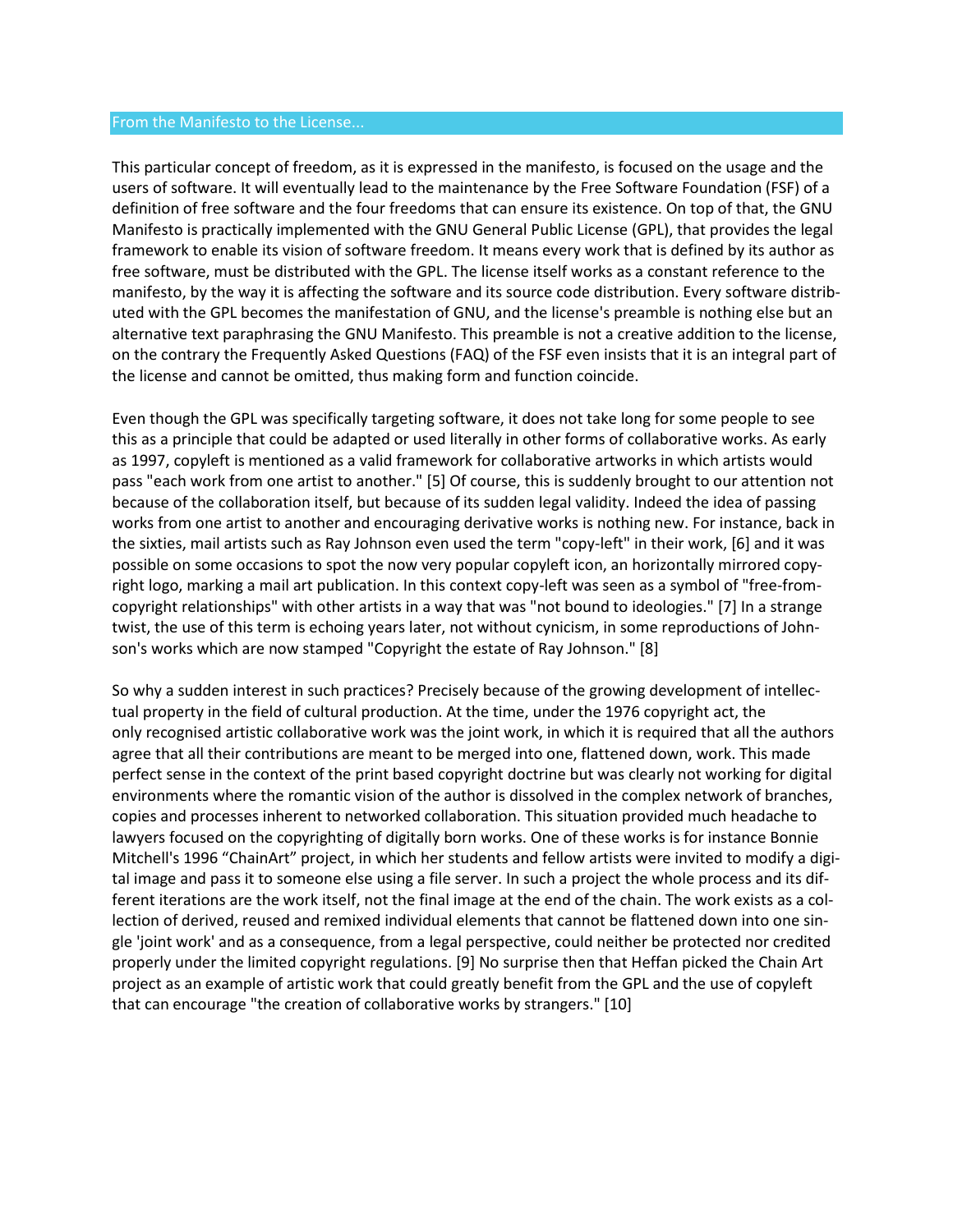## From the Manifesto to the License...

This particular concept of freedom, as it is expressed in the manifesto, is focused on the usage and the users of software. It will eventually lead to the maintenance by the Free Software Foundation (FSF) of a definition of free software and the four freedoms that can ensure its existence. On top of that, the GNU Manifesto is practically implemented with the GNU General Public License (GPL), that provides the legal framework to enable its vision of software freedom. It means every work that is defined by its author as free software, must be distributed with the GPL. The license itself works as a constant reference to the manifesto, by the way it is affecting the software and its source code distribution. Every software distributed with the GPL becomes the manifestation of GNU, and the license's preamble is nothing else but an alternative text paraphrasing the GNU Manifesto. This preamble is not a creative addition to the license, on the contrary the Frequently Asked Questions (FAQ) of the FSF even insists that it is an integral part of the license and cannot be omitted, thus making form and function coincide.

Even though the GPL was specifically targeting software, it does not take long for some people to see this as a principle that could be adapted or used literally in other forms of collaborative works. As early as 1997, copyleft is mentioned as a valid framework for collaborative artworks in which artists would pass "each work from one artist to another." [5] Of course, this is suddenly brought to our attention not because of the collaboration itself, but because of its sudden legal validity. Indeed the idea of passing works from one artist to another and encouraging derivative works is nothing new. For instance, back in the sixties, mail artists such as Ray Johnson even used the term "copy-left" in their work, [6] and it was possible on some occasions to spot the now very popular copyleft icon, an horizontally mirrored copyright logo, marking a mail art publication. In this context copy-left was seen as a symbol of "free-from-copyright relationships" with other artists in a way that was "not bound to ideologies." [7] In a strange twist, the use of this term is echoing years later, not without cynicism, in some reproductions of Johnson's works which are now stamped "Copyright the estate of Ray Johnson." [8]

So why a sudden interest in such practices? Precisely because of the growing development of intellectual property in the field of cultural production. At the time, under the 1976 copyright act, the only recognised artistic collaborative work was the joint work, in which it is required that all the authors agree that all their contributions are meant to be merged into one, flattened down, work. This made perfect sense in the context of the print based copyright doctrine but was clearly not working for digital environments where the romantic vision of the author is dissolved in the complex network of branches, copies and processes inherent to networked collaboration. This situation provided much headache to lawyers focused on the copyrighting of digitally born works. One of these works is for instance Bonnie Mitchell's 1996 "ChainArt" project, in which her students and fellow artists were invited to modify a digital image and pass it to someone else using a file server. In such a project the whole process and its different iterations are the work itself, not the final image at the end of the chain. The work exists as a collection of derived, reused and remixed individual elements that cannot be flattened down into one single 'joint work' and as a consequence, from a legal perspective, could neither be protected nor credited properly under the limited copyright regulations. [9] No surprise then that Heffan picked the Chain Art project as an example of artistic work that could greatly benefit from the GPL and the use of copyleft that can encourage "the creation of collaborative works by strangers." [10]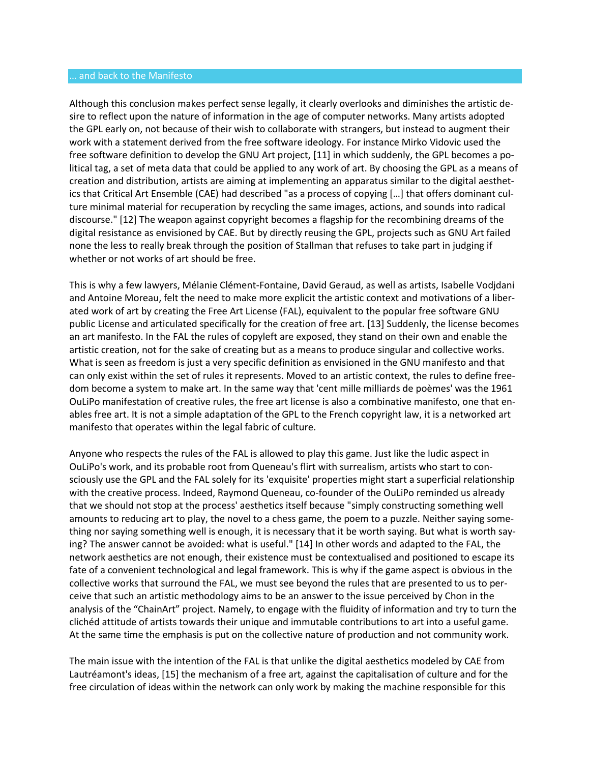## … and back to the Manifesto

Although this conclusion makes perfect sense legally, it clearly overlooks and diminishes the artistic desire to reflect upon the nature of information in the age of computer networks. Many artists adopted the GPL early on, not because of their wish to collaborate with strangers, but instead to augment their work with a statement derived from the free software ideology. For instance Mirko Vidovic used the free software definition to develop the GNU Art project, [11] in which suddenly, the GPL becomes a political tag, a set of meta data that could be applied to any work of art. By choosing the GPL as a means of creation and distribution, artists are aiming at implementing an apparatus similar to the digital aesthetics that Critical Art Ensemble (CAE) had described "as a process of copying […] that offers dominant culture minimal material for recuperation by recycling the same images, actions, and sounds into radical discourse." [12] The weapon against copyright becomes a flagship for the recombining dreams of the digital resistance as envisioned by CAE. But by directly reusing the GPL, projects such as GNU Art failed none the less to really break through the position of Stallman that refuses to take part in judging if whether or not works of art should be free.

This is why a few lawyers, Mélanie Clément-Fontaine, David Geraud, as well as artists, Isabelle Vodjdani and Antoine Moreau, felt the need to make more explicit the artistic context and motivations of a liberated work of art by creating the Free Art License (FAL), equivalent to the popular free software GNU public License and articulated specifically for the creation of free art. [13] Suddenly, the license becomes an art manifesto. In the FAL the rules of copyleft are exposed, they stand on their own and enable the artistic creation, not for the sake of creating but as a means to produce singular and collective works. What is seen as freedom is just a very specific definition as envisioned in the GNU manifesto and that can only exist within the set of rules it represents. Moved to an artistic context, the rules to define freedom become a system to make art. In the same way that 'cent mille milliards de poèmes' was the 1961 OuLiPo manifestation of creative rules, the free art license is also a combinative manifesto, one that enables free art. It is not a simple adaptation of the GPL to the French copyright law, it is a networked art manifesto that operates within the legal fabric of culture.

Anyone who respects the rules of the FAL is allowed to play this game. Just like the ludic aspect in OuLiPo's work, and its probable root from Queneau's flirt with surrealism, artists who start to consciously use the GPL and the FAL solely for its 'exquisite' properties might start a superficial relationship with the creative process. Indeed, Raymond Queneau, co-founder of the OuLiPo reminded us already that we should not stop at the process' aesthetics itself because "simply constructing something well amounts to reducing art to play, the novel to a chess game, the poem to a puzzle. Neither saying something nor saying something well is enough, it is necessary that it be worth saying. But what is worth saying? The answer cannot be avoided: what is useful." [14] In other words and adapted to the FAL, the network aesthetics are not enough, their existence must be contextualised and positioned to escape its fate of a convenient technological and legal framework. This is why if the game aspect is obvious in the collective works that surround the FAL, we must see beyond the rules that are presented to us to perceive that such an artistic methodology aims to be an answer to the issue perceived by Chon in the analysis of the “ChainArt” project. Namely, to engage with the fluidity of information and try to turn the clichéd attitude of artists towards their unique and immutable contributions to art into a useful game. At the same time the emphasis is put on the collective nature of production and not community work.

The main issue with the intention of the FAL is that unlike the digital aesthetics modeled by CAE from Lautréamont's ideas, [15] the mechanism of a free art, against the capitalisation of culture and for the free circulation of ideas within the network can only work by making the machine responsible for this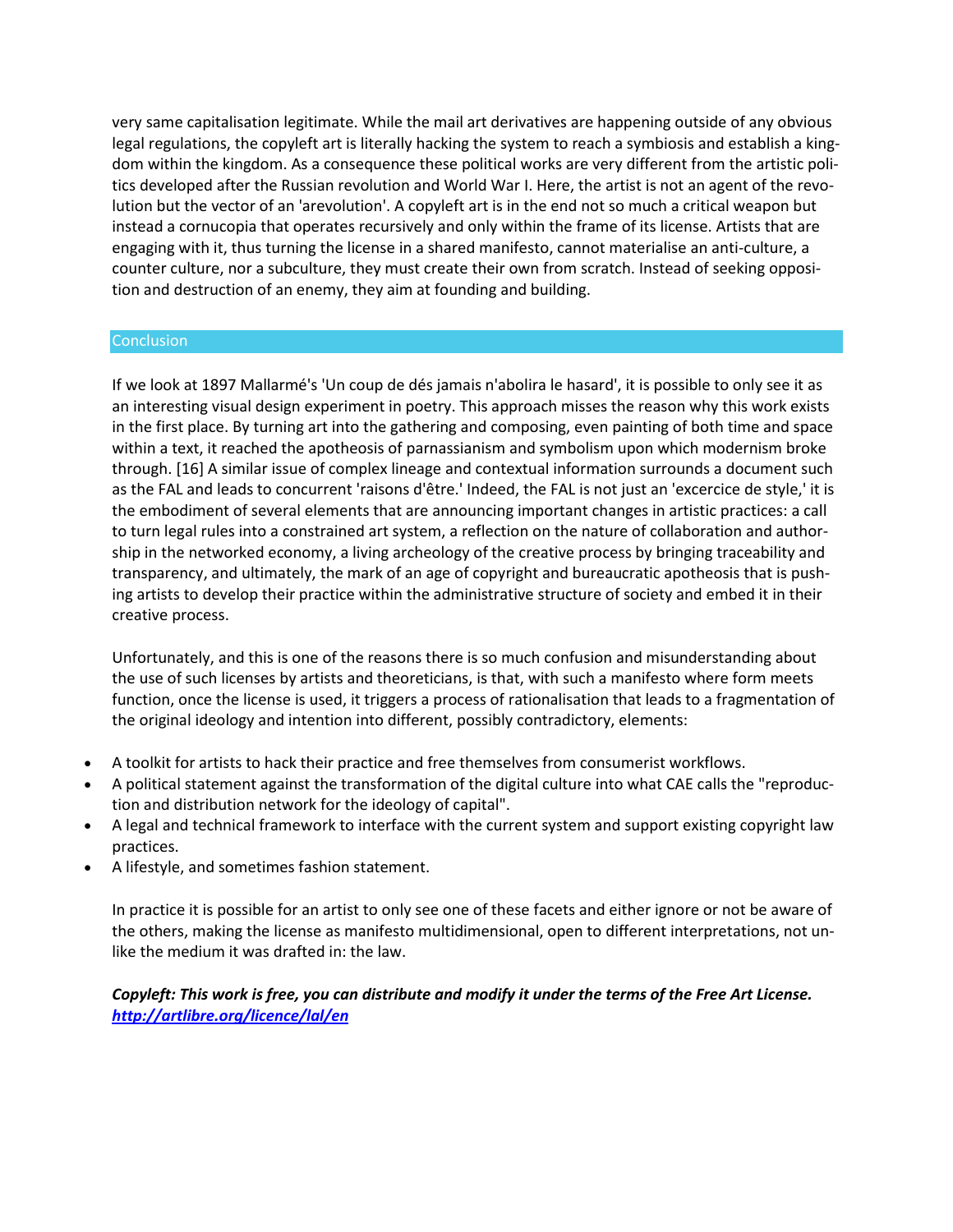very same capitalisation legitimate. While the mail art derivatives are happening outside of any obvious legal regulations, the copyleft art is literally hacking the system to reach a symbiosis and establish a kingdom within the kingdom. As a consequence these political works are very different from the artistic politics developed after the Russian revolution and World War I. Here, the artist is not an agent of the revolution but the vector of an 'arevolution'. A copyleft art is in the end not so much a critical weapon but instead a cornucopia that operates recursively and only within the frame of its license. Artists that are engaging with it, thus turning the license in a shared manifesto, cannot materialise an anti-culture, a counter culture, nor a subculture, they must create their own from scratch. Instead of seeking opposition and destruction of an enemy, they aim at founding and building.

## Conclusion

If we look at 1897 Mallarmé's 'Un coup de dés jamais n'abolira le hasard', it is possible to only see it as an interesting visual design experiment in poetry. This approach misses the reason why this work exists in the first place. By turning art into the gathering and composing, even painting of both time and space within a text, it reached the apotheosis of parnassianism and symbolism upon which modernism broke through. [16] A similar issue of complex lineage and contextual information surrounds a document such as the FAL and leads to concurrent 'raisons d'être.' Indeed, the FAL is not just an 'excercice de style,' it is the embodiment of several elements that are announcing important changes in artistic practices: a call to turn legal rules into a constrained art system, a reflection on the nature of collaboration and authorship in the networked economy, a living archeology of the creative process by bringing traceability and transparency, and ultimately, the mark of an age of copyright and bureaucratic apotheosis that is pushing artists to develop their practice within the administrative structure of society and embed it in their creative process.

Unfortunately, and this is one of the reasons there is so much confusion and misunderstanding about the use of such licenses by artists and theoreticians, is that, with such a manifesto where form meets function, once the license is used, it triggers a process of rationalisation that leads to a fragmentation of the original ideology and intention into different, possibly contradictory, elements:

- A toolkit for artists to hack their practice and free themselves from consumerist workflows.
- A political statement against the transformation of the digital culture into what CAE calls the "reproduction and distribution network for the ideology of capital".
- A legal and technical framework to interface with the current system and support existing copyright law practices.
- A lifestyle, and sometimes fashion statement.

In practice it is possible for an artist to only see one of these facets and either ignore or not be aware of the others, making the license as manifesto multidimensional, open to different interpretations, not unlike the medium it was drafted in: the law.

***Copyleft: This work is free, you can distribute and modify it under the terms of the Free Art License. http://artlibre.org/licence/lal/en***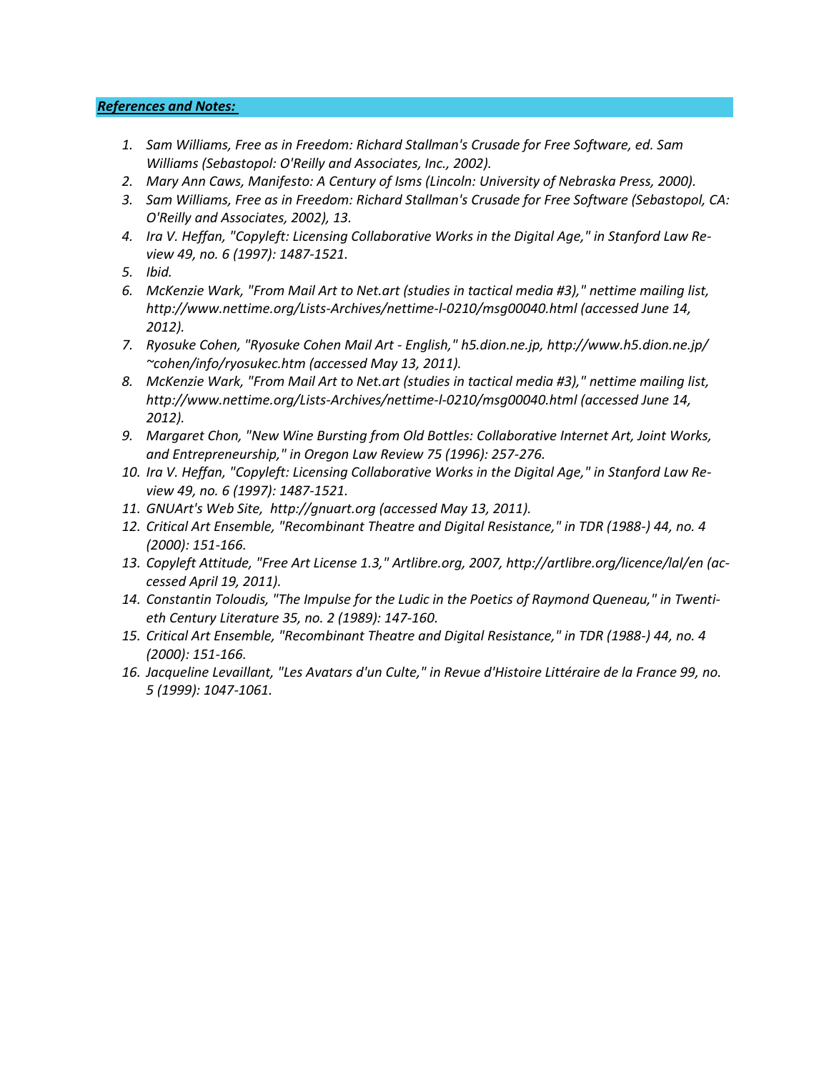***References and Notes:***

1. *Sam Williams, Free as in Freedom: Richard Stallman's Crusade for Free Software, ed. Sam Williams (Sebastopol: O'Reilly and Associates, Inc., 2002).*
2. *Mary Ann Caws, Manifesto: A Century of Isms (Lincoln: University of Nebraska Press, 2000).*
3. *Sam Williams, Free as in Freedom: Richard Stallman's Crusade for Free Software (Sebastopol, CA: O'Reilly and Associates, 2002), 13.*
4. *Ira V. Heffan, "Copyleft: Licensing Collaborative Works in the Digital Age," in Stanford Law Review 49, no. 6 (1997): 1487-1521.*
5. *Ibid.*
6. *McKenzie Wark, "From Mail Art to Net.art (studies in tactical media #3)," nettime mailing list, http://www.nettime.org/Lists-Archives/nettime-l-0210/msg00040.html (accessed June 14, 2012).*
7. *Ryosuke Cohen, "Ryosuke Cohen Mail Art - English," h5.dion.ne.jp, http://www.h5.dion.ne.jp/~cohen/info/ryosukec.htm (accessed May 13, 2011).*
8. *McKenzie Wark, "From Mail Art to Net.art (studies in tactical media #3)," nettime mailing list, http://www.nettime.org/Lists-Archives/nettime-l-0210/msg00040.html (accessed June 14, 2012).*
9. *Margaret Chon, "New Wine Bursting from Old Bottles: Collaborative Internet Art, Joint Works, and Entrepreneurship," in Oregon Law Review 75 (1996): 257-276.*
10. *Ira V. Heffan, "Copyleft: Licensing Collaborative Works in the Digital Age," in Stanford Law Review 49, no. 6 (1997): 1487-1521.*
11. *GNUArt's Web Site, http://gnuart.org (accessed May 13, 2011).*
12. *Critical Art Ensemble, "Recombinant Theatre and Digital Resistance," in TDR (1988-) 44, no. 4 (2000): 151-166.*
13. *Copyleft Attitude, "Free Art License 1.3," Artlibre.org, 2007, http://artlibre.org/licence/lal/en (accessed April 19, 2011).*
14. *Constantin Toloudis, "The Impulse for the Ludic in the Poetics of Raymond Queneau," in Twentieth Century Literature 35, no. 2 (1989): 147-160.*
15. *Critical Art Ensemble, "Recombinant Theatre and Digital Resistance," in TDR (1988-) 44, no. 4 (2000): 151-166.*
16. *Jacqueline Levaillant, "Les Avatars d'un Culte," in Revue d'Histoire Littéraire de la France 99, no. 5 (1999): 1047-1061.*